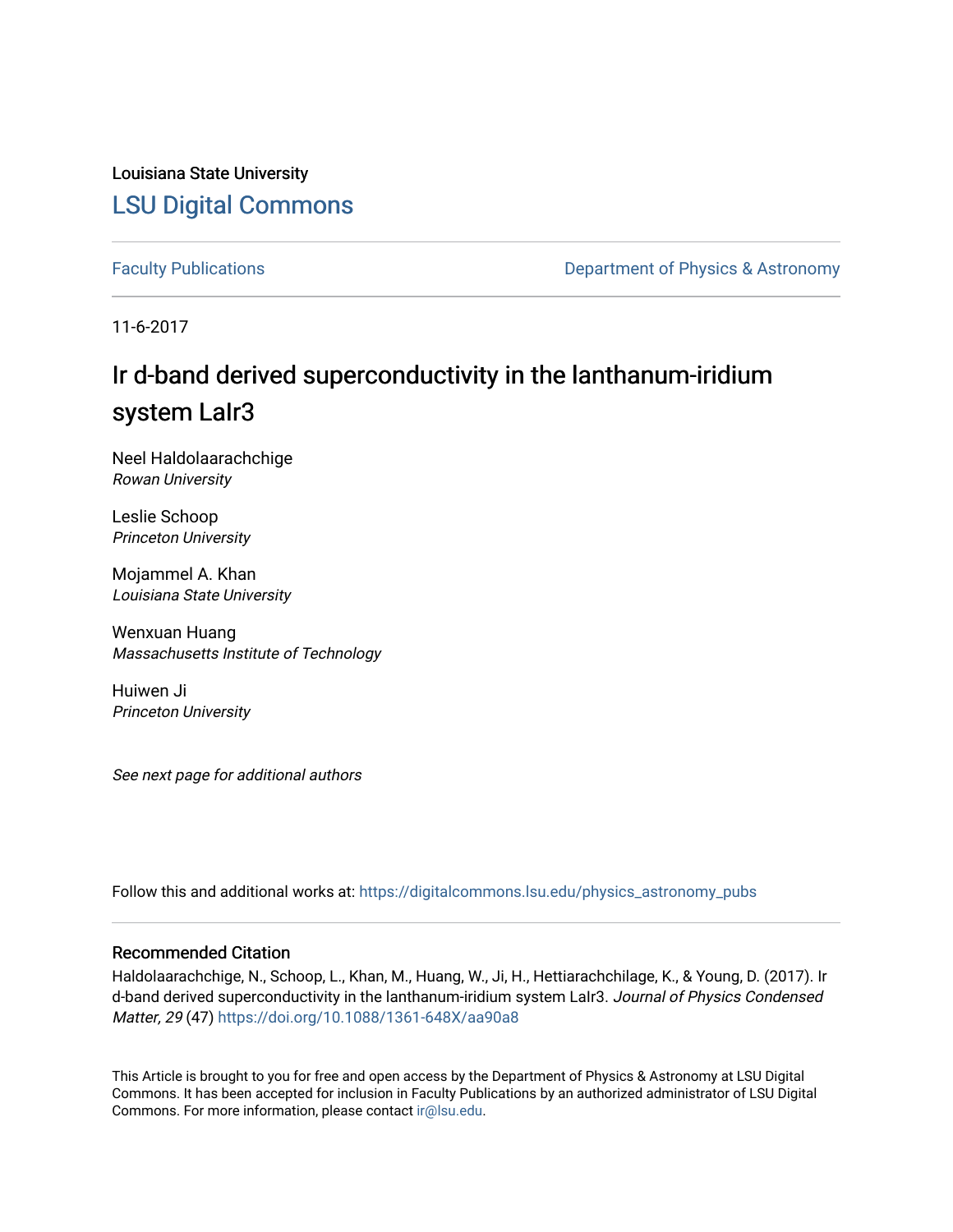Louisiana State University

## LSU Digital Commons

Faculty Publications | Department of Physics & Astronomy

11-6-2017

# Ir d-band derived superconductivity in the lanthanum-iridium system LaIr3

Neel Haldolaarachchige
*Rowan University*

Leslie Schoop
*Princeton University*

Mojammel A. Khan
*Louisiana State University*

Wenxuan Huang
*Massachusetts Institute of Technology*

Huiwen Ji
*Princeton University*

*See next page for additional authors*

Follow this and additional works at: https://digitalcommons.lsu.edu/physics_astronomy_pubs

### Recommended Citation

Haldolaarachchige, N., Schoop, L., Khan, M., Huang, W., Ji, H., Hettiarachchilage, K., & Young, D. (2017). Ir d-band derived superconductivity in the lanthanum-iridium system LaIr3. *Journal of Physics Condensed Matter, 29* (47) https://doi.org/10.1088/1361-648X/aa90a8

This Article is brought to you for free and open access by the Department of Physics & Astronomy at LSU Digital Commons. It has been accepted for inclusion in Faculty Publications by an authorized administrator of LSU Digital Commons. For more information, please contact ir@lsu.edu.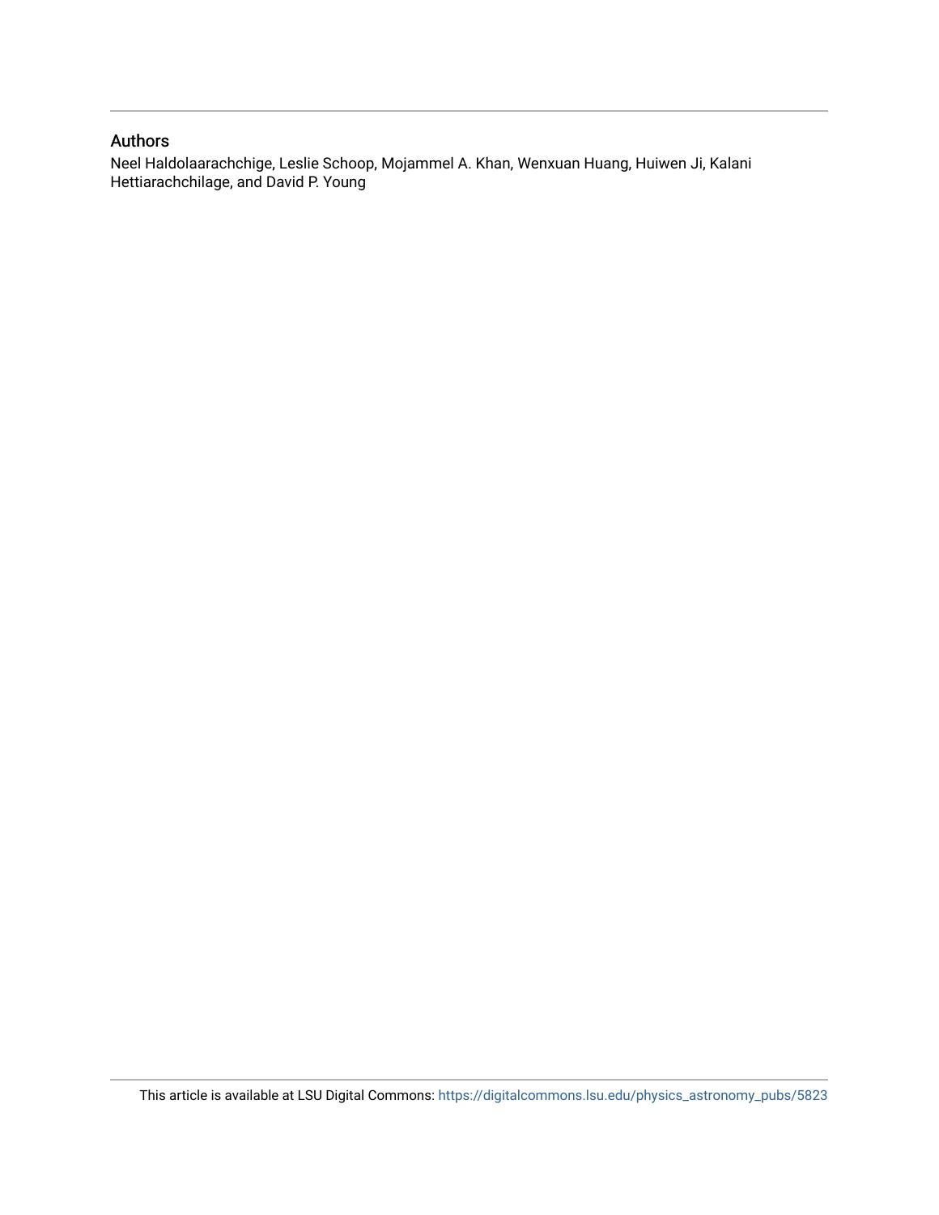## Authors

Neel Haldolaarachchige, Leslie Schoop, Mojammel A. Khan, Wenxuan Huang, Huiwen Ji, Kalani Hettiarachchilage, and David P. Young

This article is available at LSU Digital Commons: https://digitalcommons.lsu.edu/physics_astronomy_pubs/5823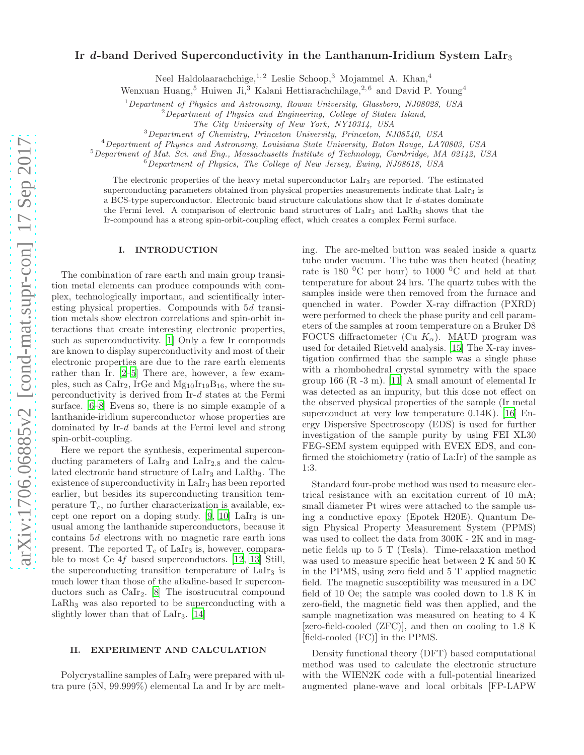# Ir $d$-band Derived Superconductivity in the Lanthanum-Iridium System $LaIr_3$

Neel Haldolaarachchige,[1,2] Leslie Schoop,[3] Mojammel A. Khan,[4]
Wenxuan Huang,[5] Huiwen Ji,[3] Kalani Hettiarachchilage,[2,6] and David P. Young[4]

[1]*Department of Physics and Astronomy, Rowan University, Glassboro, NJ08028, USA*
[2]*Department of Physics and Engineering, College of Staten Island, The City University of New York, NY10314, USA*
[3]*Department of Chemistry, Princeton University, Princeton, NJ08540, USA*
[4]*Department of Physics and Astronomy, Louisiana State University, Baton Rouge, LA70803, USA*
[5]*Department of Mat. Sci. and Eng., Massachusetts Institute of Technology, Cambridge, MA 02142, USA*
[6]*Department of Physics, The College of New Jersey, Ewing, NJ08618, USA*

The electronic properties of the heavy metal superconductor $LaIr_3$ are reported. The estimated superconducting parameters obtained from physical properties measurements indicate that $LaIr_3$ is a BCS-type superconductor. Electronic band structure calculations show that Ir $d$-states dominate the Fermi level. A comparison of electronic band structures of $LaIr_3$ and $LaRh_3$ shows that the Ir-compound has a strong spin-orbit-coupling effect, which creates a complex Fermi surface.

## I. INTRODUCTION

The combination of rare earth and main group transition metal elements can produce compounds with complex, technologically important, and scientifically interesting physical properties. Compounds with $5d$ transition metals show electron correlations and spin-orbit interactions that create interesting electronic properties, such as superconductivity. [1] Only a few Ir compounds are known to display superconductivity and most of their electronic properties are due to the rare earth elements rather than Ir. [2–5] There are, however, a few examples, such as $CaIr_2$, IrGe and $Mg_{10}Ir_{19}B_{16}$, where the superconductivity is derived from Ir-$d$ states at the Fermi surface. [6–8] Evens so, there is no simple example of a lanthanide-iridium superconductor whose properties are dominated by Ir-$d$ bands at the Fermi level and strong spin-orbit-coupling.

Here we report the synthesis, experimental superconducting parameters of $LaIr_3$ and $LaIr_{2.8}$ and the calculated electronic band structure of $LaIr_3$ and $LaRh_3$. The existence of superconductivity in $LaIr_3$ has been reported earlier, but besides its superconducting transition temperature $T_c$, no further characterization is available, except one report on a doping study. [9, 10] $LaIr_3$ is unusual among the lanthanide superconductors, because it contains $5d$ electrons with no magnetic rare earth ions present. The reported $T_c$ of $LaIr_3$ is, however, comparable to most Ce $4f$ based superconductors. [12, 13] Still, the superconducting transition temperature of $LaIr_3$ is much lower than those of the alkaline-based Ir superconductors such as $CaIr_2$. [8] The isostrucutral compound $LaRh_3$ was also reported to be superconducting with a slightly lower than that of $LaIr_3$. [14]

## II. EXPERIMENT AND CALCULATION

Polycrystalline samples of $LaIr_3$ were prepared with ultra pure (5N, 99.999%) elemental La and Ir by arc melting. The arc-melted button was sealed inside a quartz tube under vacuum. The tube was then heated (heating rate is 180 $^0$C per hour) to 1000 $^0$C and held at that temperature for about 24 hrs. The quartz tubes with the samples inside were then removed from the furnace and quenched in water. Powder X-ray diffraction (PXRD) were performed to check the phase purity and cell parameters of the samples at room temperature on a Bruker D8 FOCUS diffractometer (Cu $K_\alpha$). MAUD program was used for detailed Rietveld analysis. [15] The X-ray investigation confirmed that the sample was a single phase with a rhombohedral crystal symmetry with the space group 166 (R -3 m). [11] A small amount of elemental Ir was detected as an impurity, but this dose not effect on the observed physical properties of the sample (Ir metal superconduct at very low temperature 0.14K). [16] Energy Dispersive Spectroscopy (EDS) is used for further investigation of the sample purity by using FEI XL30 FEG-SEM system equipped with EVEX EDS, and confirmed the stoichiometry (ratio of La:Ir) of the sample as 1:3.

Standard four-probe method was used to measure electrical resistance with an excitation current of 10 mA; small diameter Pt wires were attached to the sample using a conductive epoxy (Epotek H20E). Quantum Design Physical Property Measurement System (PPMS) was used to collect the data from 300K - 2K and in magnetic fields up to 5 T (Tesla). Time-relaxation method was used to measure specific heat between 2 K and 50 K in the PPMS, using zero field and 5 T applied magnetic field. The magnetic susceptibility was measured in a DC field of 10 Oe; the sample was cooled down to 1.8 K in zero-field, the magnetic field was then applied, and the sample magnetization was measured on heating to 4 K [zero-field-cooled (ZFC)], and then on cooling to 1.8 K [field-cooled (FC)] in the PPMS.

Density functional theory (DFT) based computational method was used to calculate the electronic structure with the WIEN2K code with a full-potential linearized augmented plane-wave and local orbitals [FP-LAPW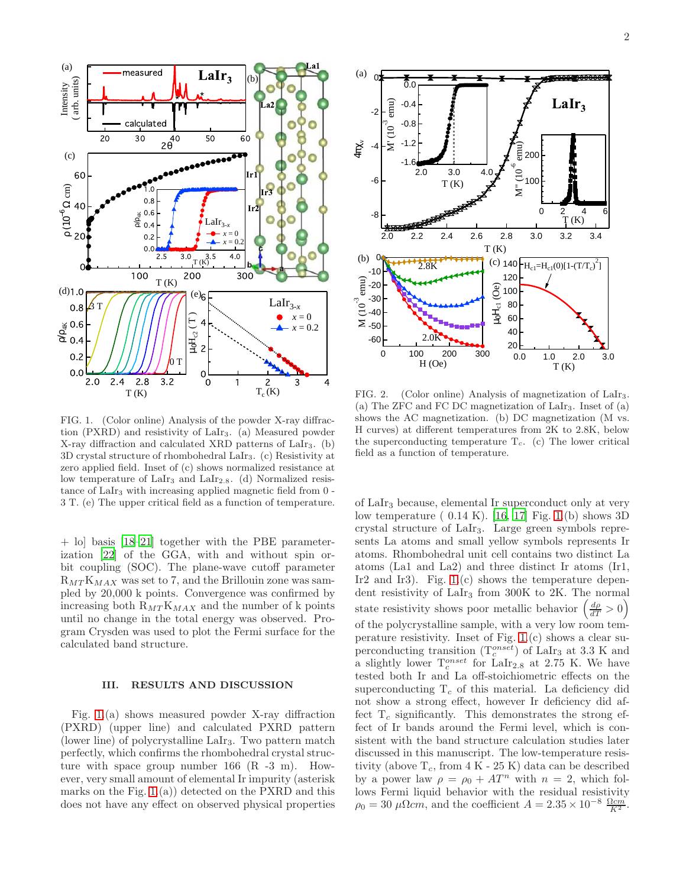FIG. 1. (Color online) Analysis of the powder X-ray diffraction (PXRD) and resistivity of $LaIr_3$. (a) Measured powder X-ray diffraction and calculated XRD patterns of $LaIr_3$. (b) 3D crystal structure of rhombohedral $LaIr_3$. (c) Resistivity at zero applied field. Inset of (c) shows normalized resistance at low temperature of $LaIr_3$ and $LaIr_{2.8}$. (d) Normalized resistance of $LaIr_3$ with increasing applied magnetic field from 0 - 3 T. (e) The upper critical field as a function of temperature.

+ lo] basis [18–21] together with the PBE parameterization [22] of the GGA, with and without spin orbit coupling (SOC). The plane-wave cutoff parameter $R_{MT}K_{MAX}$ was set to 7, and the Brillouin zone was sampled by 20,000 k points. Convergence was confirmed by increasing both $R_{MT}K_{MAX}$ and the number of k points until no change in the total energy was observed. Program Crysden was used to plot the Fermi surface for the calculated band structure.

## III. RESULTS AND DISCUSSION

Fig. 1(a) shows measured powder X-ray diffraction (PXRD) (upper line) and calculated PXRD pattern (lower line) of polycrystalline $LaIr_3$. Two pattern match perfectly, which confirms the rhombohedral crystal structure with space group number 166 (R -3 m). However, very small amount of elemental Ir impurity (asterisk marks on the Fig. 1(a)) detected on the PXRD and this does not have any effect on observed physical properties of $LaIr_3$ because, elemental Ir superconduct only at very low temperature ( 0.14 K). [16, 17] Fig. 1(b) shows 3D crystal structure of $LaIr_3$. Large green symbols represents La atoms and small yellow symbols represents Ir atoms. Rhombohedral unit cell contains two distinct La atoms (La1 and La2) and three distinct Ir atoms (Ir1, Ir2 and Ir3). Fig. 1(c) shows the temperature dependent resistivity of $LaIr_3$ from 300K to 2K. The normal state resistivity shows poor metallic behavior $\left(\frac{d\rho}{dT} > 0\right)$ of the polycrystalline sample, with a very low room temperature resistivity. Inset of Fig. 1(c) shows a clear superconducting transition ($T_c^{onset}$) of $LaIr_3$ at 3.3 K and a slightly lower $T_c^{onset}$ for $LaIr_{2.8}$ at 2.75 K. We have tested both Ir and La off-stoichiometric effects on the superconducting $T_c$ of this material. La deficiency did not show a strong effect, however Ir deficiency did affect $T_c$ significantly. This demonstrates the strong effect of Ir bands around the Fermi level, which is consistent with the band structure calculation studies later discussed in this manuscript. The low-temperature resistivity (above $T_c$, from 4 K - 25 K) data can be described by a power law $\rho = \rho_0 + AT^n$ with $n = 2$, which follows Fermi liquid behavior with the residual resistivity $\rho_0 = 30\ \mu\Omega cm$, and the coefficient $A = 2.35 \times 10^{-8}\ \frac{\Omega cm}{K^2}$.

FIG. 2. (Color online) Analysis of magnetization of $LaIr_3$. (a) The ZFC and FC DC magnetization of $LaIr_3$. Inset of (a) shows the AC magnetization. (b) DC magnetization (M vs. H curves) at different temperatures from 2K to 2.8K, below the superconducting temperature $T_c$. (c) The lower critical field as a function of temperature.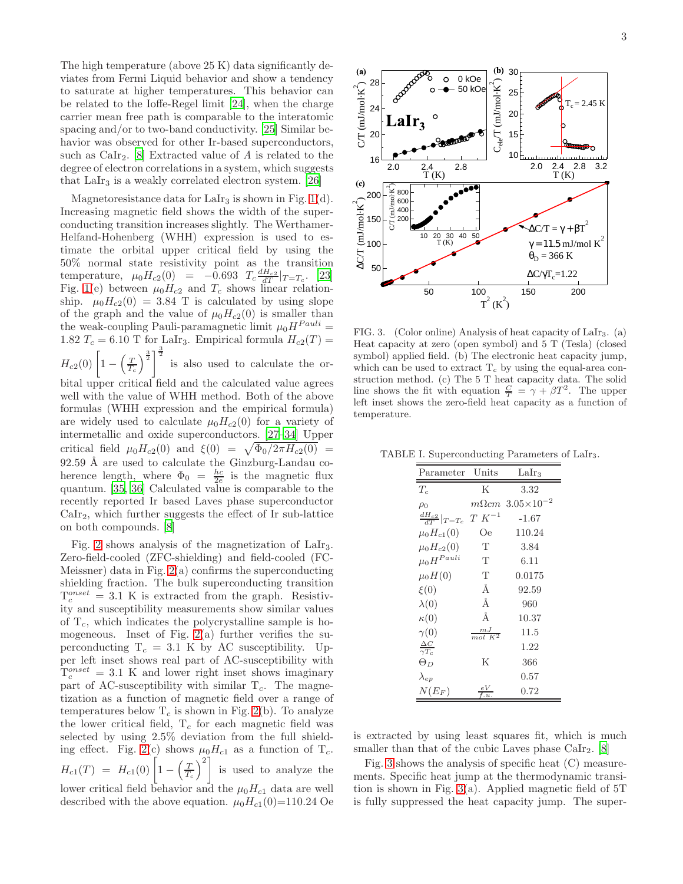The high temperature (above 25 K) data significantly deviates from Fermi Liquid behavior and show a tendency to saturate at higher temperatures. This behavior can be related to the Ioffe-Regel limit [24], when the charge carrier mean free path is comparable to the interatomic spacing and/or to two-band conductivity. [25] Similar behavior was observed for other Ir-based superconductors, such as $CaIr_2$. [8] Extracted value of $A$ is related to the degree of electron correlations in a system, which suggests that $LaIr_3$ is a weakly correlated electron system. [26]

Magnetoresistance data for $LaIr_3$ is shown in Fig. 1(d). Increasing magnetic field shows the width of the superconducting transition increases slightly. The Werthamer-Helfand-Hohenberg (WHH) expression is used to estimate the orbital upper critical field by using the 50% normal state resistivity point as the transition temperature, $\mu_0 H_{c2}(0) = -0.693\ T_c \frac{dH_{c2}}{dT}|_{T=T_c}$. [23] Fig. 1(e) between $\mu_0 H_{c2}$ and $T_c$ shows linear relationship. $\mu_0 H_{c2}(0) = 3.84$ T is calculated by using slope of the graph and the value of $\mu_0 H_{c2}(0)$ is smaller than the weak-coupling Pauli-paramagnetic limit $\mu_0 H^{Pauli} = 1.82\ T_c = 6.10$ T for $LaIr_3$. Empirical formula $H_{c2}(T) = H_{c2}(0)\left[1-\left(\frac{T}{T_c}\right)^{\frac{3}{2}}\right]^{\frac{3}{2}}$ is also used to calculate the orbital upper critical field and the calculated value agrees well with the value of WHH method. Both of the above formulas (WHH expression and the empirical formula) are widely used to calculate $\mu_0 H_{c2}(0)$ for a variety of intermetallic and oxide superconductors. [27–34] Upper critical field $\mu_0 H_{c2}(0)$ and $\xi(0) = \sqrt{\Phi_0/2\pi H_{c2}(0)} = 92.59$ Å are used to calculate the Ginzburg-Landau coherence length, where $\Phi_0 = \frac{hc}{2e}$ is the magnetic flux quantum. [35, 36] Calculated value is comparable to the recently reported Ir based Laves phase superconductor $CaIr_2$, which further suggests the effect of Ir sub-lattice on both compounds. [8]

Fig. 2 shows analysis of the magnetization of $LaIr_3$. Zero-field-cooled (ZFC-shielding) and field-cooled (FC-Meissner) data in Fig. 2(a) confirms the superconducting shielding fraction. The bulk superconducting transition $T_c^{onset} = 3.1$ K is extracted from the graph. Resistivity and susceptibility measurements show similar values of $T_c$, which indicates the polycrystalline sample is homogeneous. Inset of Fig. 2(a) further verifies the superconducting $T_c = 3.1$ K by AC susceptibility. Upper left inset shows real part of AC-susceptibility with $T_c^{onset} = 3.1$ K and lower right inset shows imaginary part of AC-susceptibility with similar $T_c$. The magnetization as a function of magnetic field over a range of temperatures below $T_c$ is shown in Fig. 2(b). To analyze the lower critical field, $T_c$ for each magnetic field was selected by using 2.5% deviation from the full shielding effect. Fig. 2(c) shows $\mu_0 H_{c1}$ as a function of $T_c$. $H_{c1}(T) = H_{c1}(0)\left[1-\left(\frac{T}{T_c}\right)^2\right]$ is used to analyze the lower critical field behavior and the $\mu_0 H_{c1}$ data are well described with the above equation. $\mu_0 H_{c1}(0)$=110.24 Oe is extracted by using least squares fit, which is much smaller than that of the cubic Laves phase $CaIr_2$. [8]

FIG. 3. (Color online) Analysis of heat capacity of $LaIr_3$. (a) Heat capacity at zero (open symbol) and 5 T (Tesla) (closed symbol) applied field. (b) The electronic heat capacity jump, which can be used to extract $T_c$ by using the equal-area construction method. (c) The 5 T heat capacity data. The solid line shows the fit with equation $\frac{C}{T} = \gamma + \beta T^2$. The upper left inset shows the zero-field heat capacity as a function of temperature.

TABLE I. Superconducting Parameters of $LaIr_3$.

| Parameter | Units | $LaIr_3$ |
|---|---|---|
| $T_c$ | K | 3.32 |
| $\rho_0$ | $m\Omega cm$ | $3.05\times10^{-2}$ |
| $\frac{dH_{c2}}{dT}\|_{T=T_c}$ | $T\ K^{-1}$ | -1.67 |
| $\mu_0 H_{c1}(0)$ | Oe | 110.24 |
| $\mu_0 H_{c2}(0)$ | T | 3.84 |
| $\mu_0 H^{Pauli}$ | T | 6.11 |
| $\mu_0 H(0)$ | T | 0.0175 |
| $\xi(0)$ | Å | 92.59 |
| $\lambda(0)$ | Å | 960 |
| $\kappa(0)$ | Å | 10.37 |
| $\gamma(0)$ | $\frac{mJ}{mol\ K^2}$ | 11.5 |
| $\frac{\Delta C}{\gamma T_c}$ | | 1.22 |
| $\Theta_D$ | K | 366 |
| $\lambda_{ep}$ | | 0.57 |
| $N(E_F)$ | $\frac{eV}{f.u.}$ | 0.72 |

Fig. 3 shows the analysis of specific heat (C) measurements. Specific heat jump at the thermodynamic transition is shown in Fig. 3(a). Applied magnetic field of 5T is fully suppressed the heat capacity jump. The super-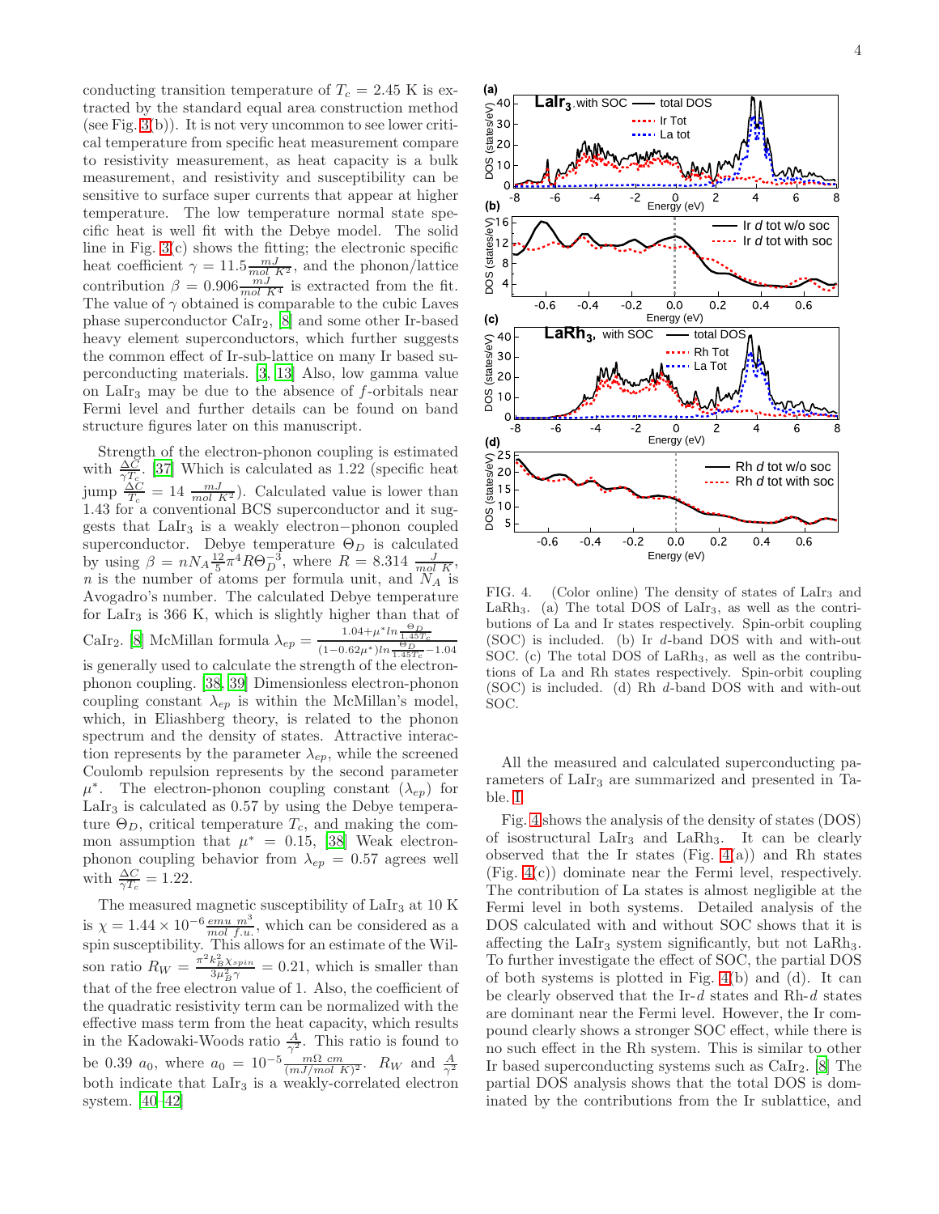conducting transition temperature of $T_c = 2.45$ K is extracted by the standard equal area construction method (see Fig. 3(b)). It is not very uncommon to see lower critical temperature from specific heat measurement compare to resistivity measurement, as heat capacity is a bulk measurement, and resistivity and susceptibility can be sensitive to surface super currents that appear at higher temperature. The low temperature normal state specific heat is well fit with the Debye model. The solid line in Fig. 3(c) shows the fitting; the electronic specific heat coefficient $\gamma = 11.5 \frac{mJ}{mol\ K^2}$, and the phonon/lattice contribution $\beta = 0.906 \frac{mJ}{mol\ K^4}$ is extracted from the fit. The value of $\gamma$ obtained is comparable to the cubic Laves phase superconductor $CaIr_2$, [8] and some other Ir-based heavy element superconductors, which further suggests the common effect of Ir-sub-lattice on many Ir based superconducting materials. [3, 13] Also, low gamma value on $LaIr_3$ may be due to the absence of $f$-orbitals near Fermi level and further details can be found on band structure figures later on this manuscript.

Strength of the electron-phonon coupling is estimated with $\frac{\Delta C}{\gamma T_c}$. [37] Which is calculated as 1.22 (specific heat jump $\frac{\Delta C}{T_c} = 14 \frac{mJ}{mol\ K^2}$). Calculated value is lower than 1.43 for a conventional BCS superconductor and it suggests that $LaIr_3$ is a weakly electron−phonon coupled superconductor. Debye temperature $\Theta_D$ is calculated by using $\beta = n N_A \frac{12}{5} \pi^4 R \Theta_D^{-3}$, where $R = 8.314 \frac{J}{mol\ K}$, $n$ is the number of atoms per formula unit, and $N_A$ is Avogadro's number. The calculated Debye temperature for $LaIr_3$ is 366 K, which is slightly higher than that of $CaIr_2$. [8] McMillan formula $\lambda_{ep} = \frac{1.04 + \mu^* ln \frac{\Theta_D}{1.45 T_c}}{(1 - 0.62\mu^*) ln \frac{\Theta_D}{1.45 T_c} - 1.04}$ is generally used to calculate the strength of the electron-phonon coupling. [38, 39] Dimensionless electron-phonon coupling constant $\lambda_{ep}$ is within the McMillan's model, which, in Eliashberg theory, is related to the phonon spectrum and the density of states. Attractive interaction represents by the parameter $\lambda_{ep}$, while the screened Coulomb repulsion represents by the second parameter $\mu^*$. The electron-phonon coupling constant ($\lambda_{ep}$) for $LaIr_3$ is calculated as 0.57 by using the Debye temperature $\Theta_D$, critical temperature $T_c$, and making the common assumption that $\mu^* = 0.15$, [38] Weak electron-phonon coupling behavior from $\lambda_{ep} = 0.57$ agrees well with $\frac{\Delta C}{\gamma T_c} = 1.22$.

The measured magnetic susceptibility of $LaIr_3$ at 10 K is $\chi = 1.44 \times 10^{-6} \frac{emu\ m^3}{mol\ f.u.}$, which can be considered as a spin susceptibility. This allows for an estimate of the Wilson ratio $R_W = \frac{\pi^2 k_B^2 \chi_{spin}}{3 \mu_B^2 \gamma} = 0.21$, which is smaller than that of the free electron value of 1. Also, the coefficient of the quadratic resistivity term can be normalized with the effective mass term from the heat capacity, which results in the Kadowaki-Woods ratio $\frac{A}{\gamma^2}$. This ratio is found to be 0.39 $a_0$, where $a_0 = 10^{-5} \frac{m\Omega\ cm}{(mJ/mol\ K)^2}$. $R_W$ and $\frac{A}{\gamma^2}$ both indicate that $LaIr_3$ is a weakly-correlated electron system. [40–42]

FIG. 4. (Color online) The density of states of $LaIr_3$ and $LaRh_3$. (a) The total DOS of $LaIr_3$, as well as the contributions of La and Ir states respectively. Spin-orbit coupling (SOC) is included. (b) Ir $d$-band DOS with and without SOC. (c) The total DOS of $LaRh_3$, as well as the contributions of La and Rh states respectively. Spin-orbit coupling (SOC) is included. (d) Rh $d$-band DOS with and without SOC.

All the measured and calculated superconducting parameters of $LaIr_3$ are summarized and presented in Table. I.

Fig. 4 shows the analysis of the density of states (DOS) of isostructural $LaIr_3$ and $LaRh_3$. It can be clearly observed that the Ir states (Fig. 4(a)) and Rh states (Fig. 4(c)) dominate near the Fermi level, respectively. The contribution of La states is almost negligible at the Fermi level in both systems. Detailed analysis of the DOS calculated with and without SOC shows that it is affecting the $LaIr_3$ system significantly, but not $LaRh_3$. To further investigate the effect of SOC, the partial DOS of both systems is plotted in Fig. 4(b) and (d). It can be clearly observed that the Ir-$d$ states and Rh-$d$ states are dominant near the Fermi level. However, the Ir compound clearly shows a stronger SOC effect, while there is no such effect in the Rh system. This is similar to other Ir based superconducting systems such as $CaIr_2$. [8] The partial DOS analysis shows that the total DOS is dominated by the contributions from the Ir sublattice, and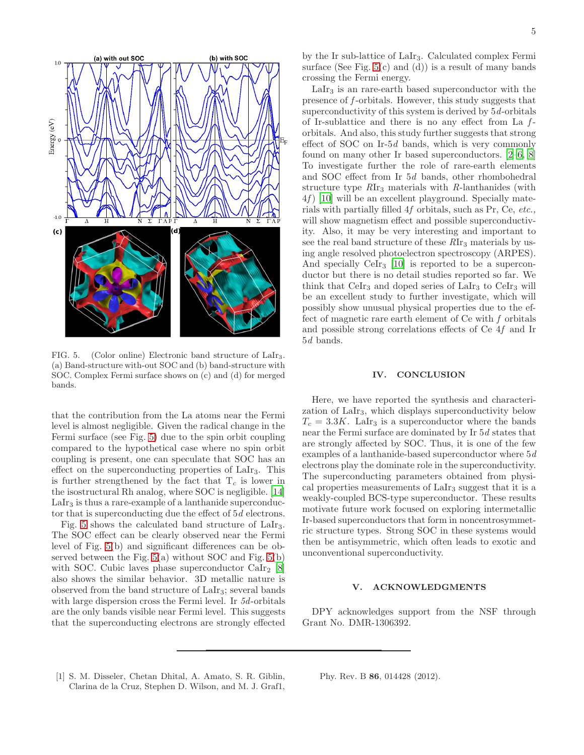FIG. 5. (Color online) Electronic band structure of $LaIr_3$. (a) Band-structure with-out SOC and (b) band-structure with SOC. Complex Fermi surface shows on (c) and (d) for merged bands.

that the contribution from the La atoms near the Fermi level is almost negligible. Given the radical change in the Fermi surface (see Fig. 5) due to the spin orbit coupling compared to the hypothetical case where no spin orbit coupling is present, one can speculate that SOC has an effect on the superconducting properties of $LaIr_3$. This is further strengthened by the fact that $T_c$ is lower in the isostructural Rh analog, where SOC is negligible. [14] $LaIr_3$ is thus a rare-example of a lanthanide superconductor that is superconducting due the effect of $5d$ electrons.

Fig. 5 shows the calculated band structure of $LaIr_3$. The SOC effect can be clearly observed near the Fermi level of Fig. 5(b) and significant differences can be observed between the Fig. 5(a) without SOC and Fig. 5(b) with SOC. Cubic laves phase superconductor $CaIr_2$ [8] also shows the similar behavior. 3D metallic nature is observed from the band structure of $LaIr_3$; several bands with large dispersion cross the Fermi level. Ir *5d*-orbitals are the only bands visible near Fermi level. This suggests that the superconducting electrons are strongly effected by the Ir sub-lattice of $LaIr_3$. Calculated complex Fermi surface (See Fig. 5(c) and (d)) is a result of many bands crossing the Fermi energy.

$LaIr_3$ is an rare-earth based superconductor with the presence of $f$-orbitals. However, this study suggests that superconductivity of this system is derived by $5d$-orbitals of Ir-sublattice and there is no any effect from La $f$-orbitals. And also, this study further suggests that strong effect of SOC on Ir-$5d$ bands, which is very commonly found on many other Ir based superconductors. [2–6, 8] To investigate further the role of rare-earth elements and SOC effect from Ir $5d$ bands, other rhombohedral structure type $RIr_3$ materials with $R$-lanthanides (with $4f$) [10] will be an excellent playground. Specially materials with partially filled $4f$ orbitals, such as Pr, Ce, *etc.,* will show magnetism effect and possible superconductivity. Also, it may be very interesting and important to see the real band structure of these $RIr_3$ materials by using angle resolved photoelectron spectroscopy (ARPES). And specially $CeIr_3$ [10] is reported to be a superconductor but there is no detail studies reported so far. We think that $CeIr_3$ and doped series of $LaIr_3$ to $CeIr_3$ will be an excellent study to further investigate, which will possibly show unusual physical properties due to the effect of magnetic rare earth element of Ce with $f$ orbitals and possible strong correlations effects of Ce $4f$ and Ir $5d$ bands.

## IV. CONCLUSION

Here, we have reported the synthesis and characterization of $LaIr_3$, which displays superconductivity below $T_c = 3.3K$. $LaIr_3$ is a superconductor where the bands near the Fermi surface are dominated by Ir $5d$ states that are strongly affected by SOC. Thus, it is one of the few examples of a lanthanide-based superconductor where $5d$ electrons play the dominate role in the superconductivity. The superconducting parameters obtained from physical properties measurements of $LaIr_3$ suggest that it is a weakly-coupled BCS-type superconductor. These results motivate future work focused on exploring intermetallic Ir-based superconductors that form in noncentrosymmetric structure types. Strong SOC in these systems would then be antisymmetric, which often leads to exotic and unconventional superconductivity.

## V. ACKNOWLEDGMENTS

DPY acknowledges support from the NSF through Grant No. DMR-1306392.

---

[1] S. M. Disseler, Chetan Dhital, A. Amato, S. R. Giblin, Clarina de la Cruz, Stephen D. Wilson, and M. J. Graf1, Phy. Rev. B **86**, 014428 (2012).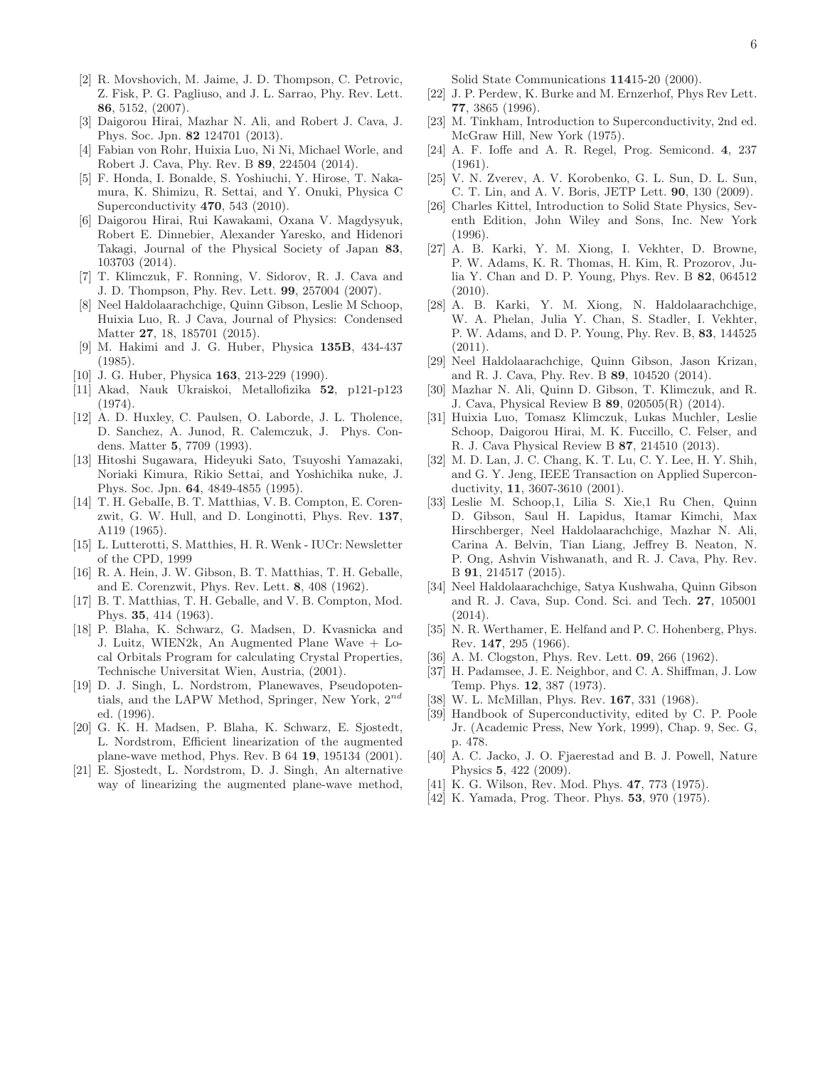[2] R. Movshovich, M. Jaime, J. D. Thompson, C. Petrovic, Z. Fisk, P. G. Pagliuso, and J. L. Sarrao, Phy. Rev. Lett. **86**, 5152, (2007).

[3] Daigorou Hirai, Mazhar N. Ali, and Robert J. Cava, J. Phys. Soc. Jpn. **82** 124701 (2013).

[4] Fabian von Rohr, Huixia Luo, Ni Ni, Michael Worle, and Robert J. Cava, Phy. Rev. B **89**, 224504 (2014).

[5] F. Honda, I. Bonalde, S. Yoshiuchi, Y. Hirose, T. Nakamura, K. Shimizu, R. Settai, and Y. Onuki, Physica C Superconductivity **470**, 543 (2010).

[6] Daigorou Hirai, Rui Kawakami, Oxana V. Magdysyuk, Robert E. Dinnebier, Alexander Yaresko, and Hidenori Takagi, Journal of the Physical Society of Japan **83**, 103703 (2014).

[7] T. Klimczuk, F. Ronning, V. Sidorov, R. J. Cava and J. D. Thompson, Phy. Rev. Lett. **99**, 257004 (2007).

[8] Neel Haldolaarachchige, Quinn Gibson, Leslie M Schoop, Huixia Luo, R. J Cava, Journal of Physics: Condensed Matter **27**, 18, 185701 (2015).

[9] M. Hakimi and J. G. Huber, Physica **135B**, 434-437 (1985).

[10] J. G. Huber, Physica **163**, 213-229 (1990).

[11] Akad, Nauk Ukraiskoi, Metallofizika **52**, p121-p123 (1974).

[12] A. D. Huxley, C. Paulsen, O. Laborde, J. L. Tholence, D. Sanchez, A. Junod, R. Calemczuk, J. Phys. Condens. Matter **5**, 7709 (1993).

[13] Hitoshi Sugawara, Hideyuki Sato, Tsuyoshi Yamazaki, Noriaki Kimura, Rikio Settai, and Yoshichika nuke, J. Phys. Soc. Jpn. **64**, 4849-4855 (1995).

[14] T. H. Geballe, B. T. Matthias, V. B. Compton, E. Corenzwit, G. W. Hull, and D. Longinotti, Phys. Rev. **137**, A119 (1965).

[15] L. Lutterotti, S. Matthies, H. R. Wenk - IUCr: Newsletter of the CPD, 1999

[16] R. A. Hein, J. W. Gibson, B. T. Matthias, T. H. Geballe, and E. Corenzwit, Phys. Rev. Lett. **8**, 408 (1962).

[17] B. T. Matthias, T. H. Geballe, and V. B. Compton, Mod. Phys. **35**, 414 (1963).

[18] P. Blaha, K. Schwarz, G. Madsen, D. Kvasnicka and J. Luitz, WIEN2k, An Augmented Plane Wave + Local Orbitals Program for calculating Crystal Properties, Technische Universitat Wien, Austria, (2001).

[19] D. J. Singh, L. Nordstrom, Planewaves, Pseudopotentials, and the LAPW Method, Springer, New York, $2^{nd}$ ed. (1996).

[20] G. K. H. Madsen, P. Blaha, K. Schwarz, E. Sjostedt, L. Nordstrom, Efficient linearization of the augmented plane-wave method, Phys. Rev. B 64 **19**, 195134 (2001).

[21] E. Sjostedt, L. Nordstrom, D. J. Singh, An alternative way of linearizing the augmented plane-wave method, Solid State Communications **114**15-20 (2000).

[22] J. P. Perdew, K. Burke and M. Ernzerhof, Phys Rev Lett. **77**, 3865 (1996).

[23] M. Tinkham, Introduction to Superconductivity, 2nd ed. McGraw Hill, New York (1975).

[24] A. F. Ioffe and A. R. Regel, Prog. Semicond. **4**, 237 (1961).

[25] V. N. Zverev, A. V. Korobenko, G. L. Sun, D. L. Sun, C. T. Lin, and A. V. Boris, JETP Lett. **90**, 130 (2009).

[26] Charles Kittel, Introduction to Solid State Physics, Seventh Edition, John Wiley and Sons, Inc. New York (1996).

[27] A. B. Karki, Y. M. Xiong, I. Vekhter, D. Browne, P. W. Adams, K. R. Thomas, H. Kim, R. Prozorov, Julia Y. Chan and D. P. Young, Phys. Rev. B **82**, 064512 (2010).

[28] A. B. Karki, Y. M. Xiong, N. Haldolaarachchige, W. A. Phelan, Julia Y. Chan, S. Stadler, I. Vekhter, P. W. Adams, and D. P. Young, Phy. Rev. B, **83**, 144525 (2011).

[29] Neel Haldolaarachchige, Quinn Gibson, Jason Krizan, and R. J. Cava, Phy. Rev. B **89**, 104520 (2014).

[30] Mazhar N. Ali, Quinn D. Gibson, T. Klimczuk, and R. J. Cava, Physical Review B **89**, 020505(R) (2014).

[31] Huixia Luo, Tomasz Klimczuk, Lukas Muchler, Leslie Schoop, Daigorou Hirai, M. K. Fuccillo, C. Felser, and R. J. Cava Physical Review B **87**, 214510 (2013).

[32] M. D. Lan, J. C. Chang, K. T. Lu, C. Y. Lee, H. Y. Shih, and G. Y. Jeng, IEEE Transaction on Applied Superconductivity, **11**, 3607-3610 (2001).

[33] Leslie M. Schoop,1, Lilia S. Xie,1 Ru Chen, Quinn D. Gibson, Saul H. Lapidus, Itamar Kimchi, Max Hirschberger, Neel Haldolaarachchige, Mazhar N. Ali, Carina A. Belvin, Tian Liang, Jeffrey B. Neaton, N. P. Ong, Ashvin Vishwanath, and R. J. Cava, Phy. Rev. B **91**, 214517 (2015).

[34] Neel Haldolaarachchige, Satya Kushwaha, Quinn Gibson and R. J. Cava, Sup. Cond. Sci. and Tech. **27**, 105001 (2014).

[35] N. R. Werthamer, E. Helfand and P. C. Hohenberg, Phys. Rev. **147**, 295 (1966).

[36] A. M. Clogston, Phys. Rev. Lett. **09**, 266 (1962).

[37] H. Padamsee, J. E. Neighbor, and C. A. Shiffman, J. Low Temp. Phys. **12**, 387 (1973).

[38] W. L. McMillan, Phys. Rev. **167**, 331 (1968).

[39] Handbook of Superconductivity, edited by C. P. Poole Jr. (Academic Press, New York, 1999), Chap. 9, Sec. G, p. 478.

[40] A. C. Jacko, J. O. Fjaerestad and B. J. Powell, Nature Physics **5**, 422 (2009).

[41] K. G. Wilson, Rev. Mod. Phys. **47**, 773 (1975).

[42] K. Yamada, Prog. Theor. Phys. **53**, 970 (1975).